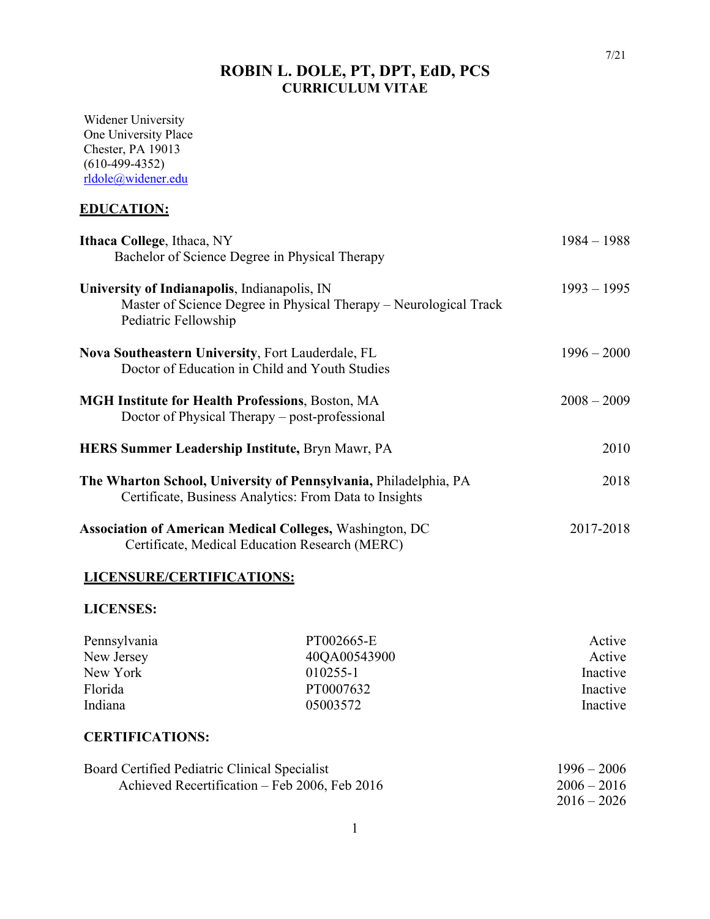# ROBIN L. DOLE, PT, DPT, EdD, PCS
## CURRICULUM VITAE

Widener University
One University Place
Chester, PA 19013
(610-499-4352)
rldole@widener.edu

## EDUCATION:

**Ithaca College**, Ithaca, NY — 1984 – 1988
Bachelor of Science Degree in Physical Therapy

**University of Indianapolis**, Indianapolis, IN — 1993 – 1995
Master of Science Degree in Physical Therapy – Neurological Track
Pediatric Fellowship

**Nova Southeastern University**, Fort Lauderdale, FL — 1996 – 2000
Doctor of Education in Child and Youth Studies

**MGH Institute for Health Professions**, Boston, MA — 2008 – 2009
Doctor of Physical Therapy – post-professional

**HERS Summer Leadership Institute,** Bryn Mawr, PA — 2010

**The Wharton School, University of Pennsylvania,** Philadelphia, PA — 2018
Certificate, Business Analytics: From Data to Insights

**Association of American Medical Colleges,** Washington, DC — 2017-2018
Certificate, Medical Education Research (MERC)

## LICENSURE/CERTIFICATIONS:

### LICENSES:

| State | License Number | Status |
|---|---|---|
| Pennsylvania | PT002665-E | Active |
| New Jersey | 40QA00543900 | Active |
| New York | 010255-1 | Inactive |
| Florida | PT0007632 | Inactive |
| Indiana | 05003572 | Inactive |

### CERTIFICATIONS:

Board Certified Pediatric Clinical Specialist — 1996 – 2006
Achieved Recertification – Feb 2006, Feb 2016 — 2006 – 2016, 2016 – 2026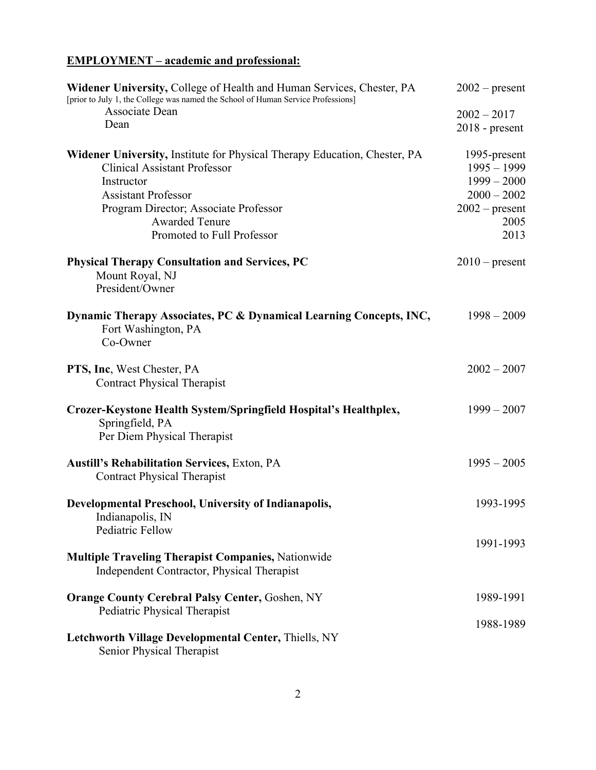## **EMPLOYMENT – academic and professional:**

**Widener University,** College of Health and Human Services, Chester, PA — 2002 – present
[prior to July 1, the College was named the School of Human Service Professions]
- Associate Dean — 2002 – 2017
- Dean — 2018 - present

**Widener University,** Institute for Physical Therapy Education, Chester, PA — 1995-present
- Clinical Assistant Professor — 1995 – 1999
- Instructor — 1999 – 2000
- Assistant Professor — 2000 – 2002
- Program Director; Associate Professor — 2002 – present
  - Awarded Tenure — 2005
  - Promoted to Full Professor — 2013

**Physical Therapy Consultation and Services, PC** — 2010 – present
Mount Royal, NJ
President/Owner

**Dynamic Therapy Associates, PC & Dynamical Learning Concepts, INC,** — 1998 – 2009
Fort Washington, PA
Co-Owner

**PTS, Inc**, West Chester, PA — 2002 – 2007
Contract Physical Therapist

**Crozer-Keystone Health System/Springfield Hospital's Healthplex,** — 1999 – 2007
Springfield, PA
Per Diem Physical Therapist

**Austill's Rehabilitation Services,** Exton, PA — 1995 – 2005
Contract Physical Therapist

**Developmental Preschool, University of Indianapolis,** — 1993-1995
Indianapolis, IN
Pediatric Fellow

**Multiple Traveling Therapist Companies,** Nationwide — 1991-1993
Independent Contractor, Physical Therapist

**Orange County Cerebral Palsy Center,** Goshen, NY — 1989-1991
Pediatric Physical Therapist

**Letchworth Village Developmental Center,** Thiells, NY — 1988-1989
Senior Physical Therapist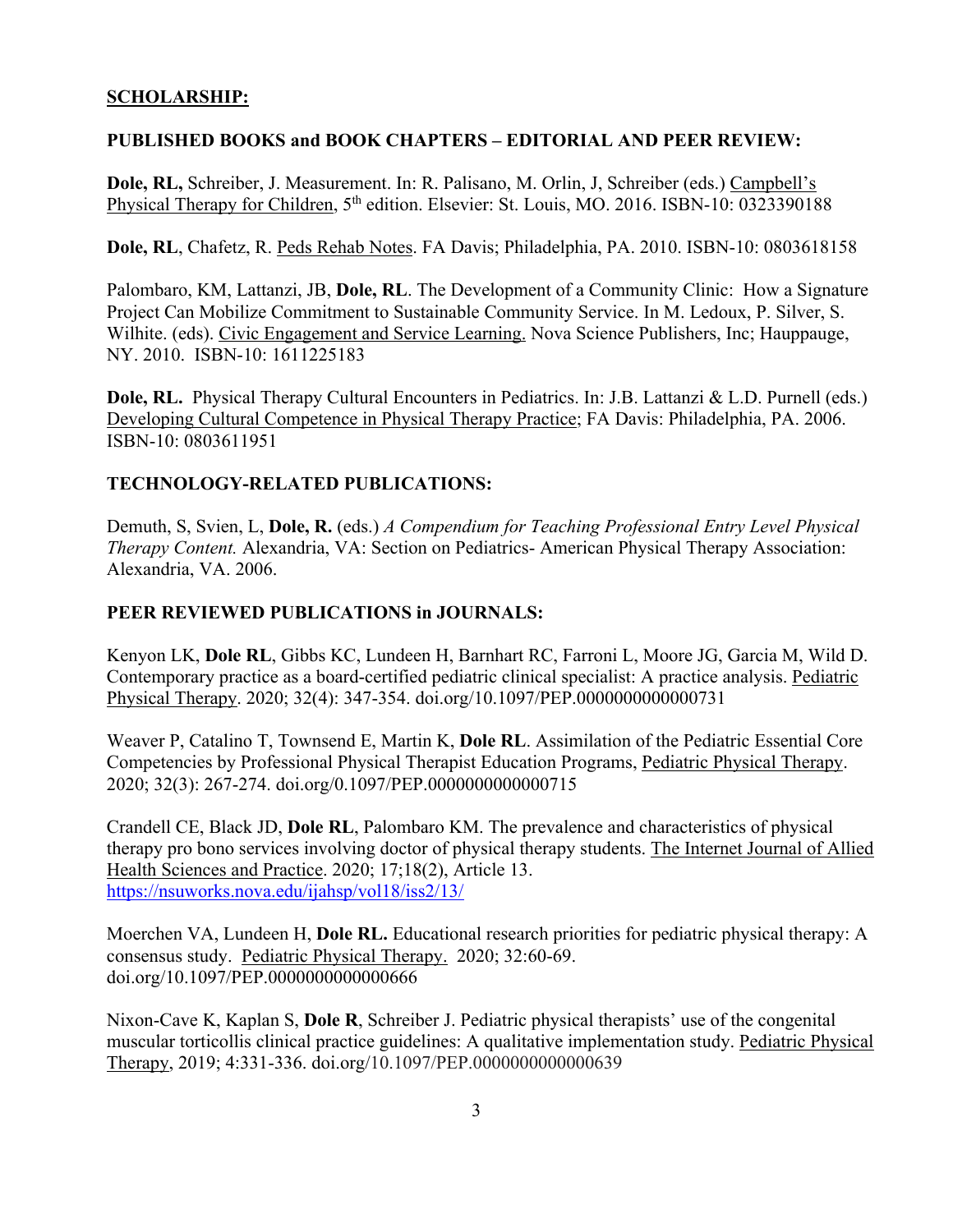**SCHOLARSHIP:**

**PUBLISHED BOOKS and BOOK CHAPTERS – EDITORIAL AND PEER REVIEW:**

**Dole, RL,** Schreiber, J. Measurement. In: R. Palisano, M. Orlin, J, Schreiber (eds.) Campbell's Physical Therapy for Children, 5th edition. Elsevier: St. Louis, MO. 2016. ISBN-10: 0323390188

**Dole, RL**, Chafetz, R. Peds Rehab Notes. FA Davis; Philadelphia, PA. 2010. ISBN-10: 0803618158

Palombaro, KM, Lattanzi, JB, **Dole, RL**. The Development of a Community Clinic: How a Signature Project Can Mobilize Commitment to Sustainable Community Service. In M. Ledoux, P. Silver, S. Wilhite. (eds). Civic Engagement and Service Learning. Nova Science Publishers, Inc; Hauppauge, NY. 2010. ISBN-10: 1611225183

**Dole, RL.** Physical Therapy Cultural Encounters in Pediatrics. In: J.B. Lattanzi & L.D. Purnell (eds.) Developing Cultural Competence in Physical Therapy Practice; FA Davis: Philadelphia, PA. 2006. ISBN-10: 0803611951

**TECHNOLOGY-RELATED PUBLICATIONS:**

Demuth, S, Svien, L, **Dole, R.** (eds.) *A Compendium for Teaching Professional Entry Level Physical Therapy Content.* Alexandria, VA: Section on Pediatrics- American Physical Therapy Association: Alexandria, VA. 2006.

**PEER REVIEWED PUBLICATIONS in JOURNALS:**

Kenyon LK, **Dole RL**, Gibbs KC, Lundeen H, Barnhart RC, Farroni L, Moore JG, Garcia M, Wild D. Contemporary practice as a board-certified pediatric clinical specialist: A practice analysis. Pediatric Physical Therapy. 2020; 32(4): 347-354. doi.org/10.1097/PEP.0000000000000731

Weaver P, Catalino T, Townsend E, Martin K, **Dole RL**. Assimilation of the Pediatric Essential Core Competencies by Professional Physical Therapist Education Programs, Pediatric Physical Therapy. 2020; 32(3): 267-274. doi.org/0.1097/PEP.0000000000000715

Crandell CE, Black JD, **Dole RL**, Palombaro KM. The prevalence and characteristics of physical therapy pro bono services involving doctor of physical therapy students. The Internet Journal of Allied Health Sciences and Practice. 2020; 17;18(2), Article 13. https://nsuworks.nova.edu/ijahsp/vol18/iss2/13/

Moerchen VA, Lundeen H, **Dole RL.** Educational research priorities for pediatric physical therapy: A consensus study. Pediatric Physical Therapy. 2020; 32:60-69. doi.org/10.1097/PEP.0000000000000666

Nixon-Cave K, Kaplan S, **Dole R**, Schreiber J. Pediatric physical therapists' use of the congenital muscular torticollis clinical practice guidelines: A qualitative implementation study. Pediatric Physical Therapy, 2019; 4:331-336. doi.org/10.1097/PEP.0000000000000639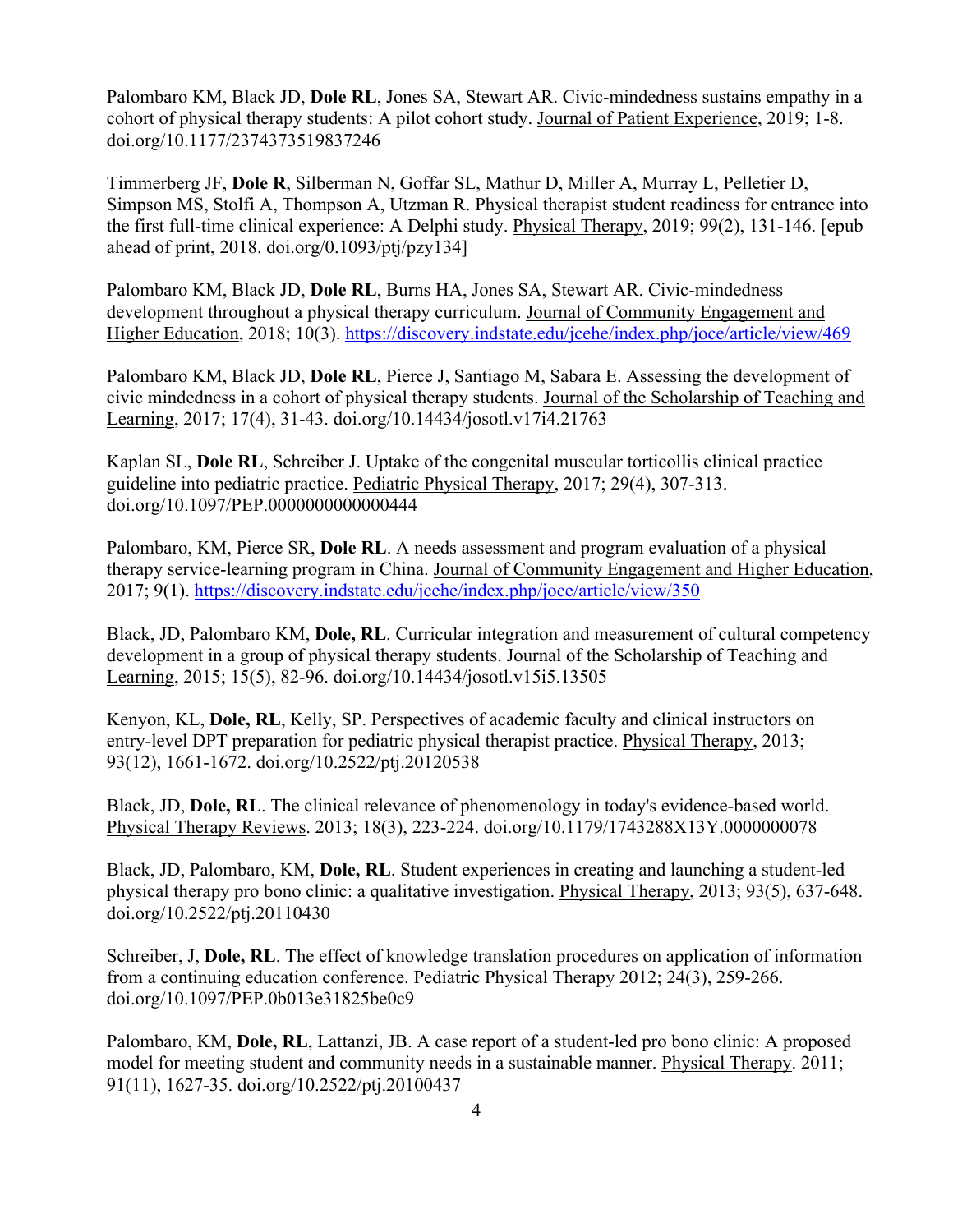Palombaro KM, Black JD, **Dole RL**, Jones SA, Stewart AR. Civic-mindedness sustains empathy in a cohort of physical therapy students: A pilot cohort study. Journal of Patient Experience, 2019; 1-8. doi.org/10.1177/2374373519837246

Timmerberg JF, **Dole R**, Silberman N, Goffar SL, Mathur D, Miller A, Murray L, Pelletier D, Simpson MS, Stolfi A, Thompson A, Utzman R. Physical therapist student readiness for entrance into the first full-time clinical experience: A Delphi study. Physical Therapy, 2019; 99(2), 131-146. [epub ahead of print, 2018. doi.org/0.1093/ptj/pzy134]

Palombaro KM, Black JD, **Dole RL**, Burns HA, Jones SA, Stewart AR. Civic-mindedness development throughout a physical therapy curriculum. Journal of Community Engagement and Higher Education, 2018; 10(3). https://discovery.indstate.edu/jcehe/index.php/joce/article/view/469

Palombaro KM, Black JD, **Dole RL**, Pierce J, Santiago M, Sabara E. Assessing the development of civic mindedness in a cohort of physical therapy students. Journal of the Scholarship of Teaching and Learning, 2017; 17(4), 31-43. doi.org/10.14434/josotl.v17i4.21763

Kaplan SL, **Dole RL**, Schreiber J. Uptake of the congenital muscular torticollis clinical practice guideline into pediatric practice. Pediatric Physical Therapy, 2017; 29(4), 307-313. doi.org/10.1097/PEP.0000000000000444

Palombaro, KM, Pierce SR, **Dole RL**. A needs assessment and program evaluation of a physical therapy service-learning program in China. Journal of Community Engagement and Higher Education, 2017; 9(1). https://discovery.indstate.edu/jcehe/index.php/joce/article/view/350

Black, JD, Palombaro KM, **Dole, RL**. Curricular integration and measurement of cultural competency development in a group of physical therapy students. Journal of the Scholarship of Teaching and Learning, 2015; 15(5), 82-96. doi.org/10.14434/josotl.v15i5.13505

Kenyon, KL, **Dole, RL**, Kelly, SP. Perspectives of academic faculty and clinical instructors on entry-level DPT preparation for pediatric physical therapist practice. Physical Therapy, 2013; 93(12), 1661-1672. doi.org/10.2522/ptj.20120538

Black, JD, **Dole, RL**. The clinical relevance of phenomenology in today's evidence-based world. Physical Therapy Reviews. 2013; 18(3), 223-224. doi.org/10.1179/1743288X13Y.0000000078

Black, JD, Palombaro, KM, **Dole, RL**. Student experiences in creating and launching a student-led physical therapy pro bono clinic: a qualitative investigation. Physical Therapy, 2013; 93(5), 637-648. doi.org/10.2522/ptj.20110430

Schreiber, J, **Dole, RL**. The effect of knowledge translation procedures on application of information from a continuing education conference. Pediatric Physical Therapy 2012; 24(3), 259-266. doi.org/10.1097/PEP.0b013e31825be0c9

Palombaro, KM, **Dole, RL**, Lattanzi, JB. A case report of a student-led pro bono clinic: A proposed model for meeting student and community needs in a sustainable manner. Physical Therapy. 2011; 91(11), 1627-35. doi.org/10.2522/ptj.20100437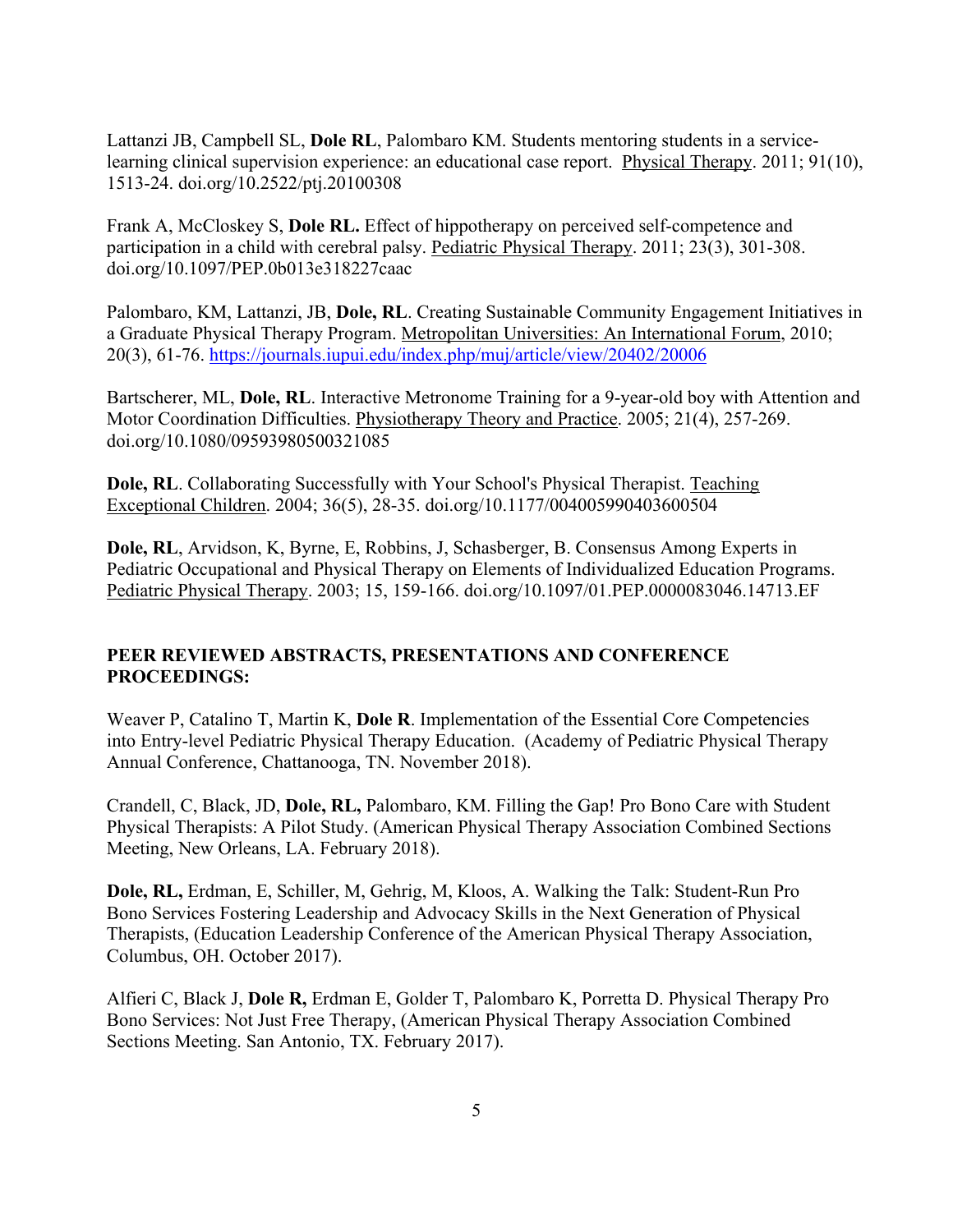Lattanzi JB, Campbell SL, **Dole RL**, Palombaro KM. Students mentoring students in a service-learning clinical supervision experience: an educational case report. Physical Therapy. 2011; 91(10), 1513-24. doi.org/10.2522/ptj.20100308

Frank A, McCloskey S, **Dole RL.** Effect of hippotherapy on perceived self-competence and participation in a child with cerebral palsy. Pediatric Physical Therapy. 2011; 23(3), 301-308. doi.org/10.1097/PEP.0b013e318227caac

Palombaro, KM, Lattanzi, JB, **Dole, RL**. Creating Sustainable Community Engagement Initiatives in a Graduate Physical Therapy Program. Metropolitan Universities: An International Forum, 2010; 20(3), 61-76. https://journals.iupui.edu/index.php/muj/article/view/20402/20006

Bartscherer, ML, **Dole, RL**. Interactive Metronome Training for a 9-year-old boy with Attention and Motor Coordination Difficulties. Physiotherapy Theory and Practice. 2005; 21(4), 257-269. doi.org/10.1080/09593980500321085

**Dole, RL**. Collaborating Successfully with Your School's Physical Therapist. Teaching Exceptional Children. 2004; 36(5), 28-35. doi.org/10.1177/004005990403600504

**Dole, RL**, Arvidson, K, Byrne, E, Robbins, J, Schasberger, B. Consensus Among Experts in Pediatric Occupational and Physical Therapy on Elements of Individualized Education Programs. Pediatric Physical Therapy. 2003; 15, 159-166. doi.org/10.1097/01.PEP.0000083046.14713.EF

**PEER REVIEWED ABSTRACTS, PRESENTATIONS AND CONFERENCE PROCEEDINGS:**

Weaver P, Catalino T, Martin K, **Dole R**. Implementation of the Essential Core Competencies into Entry-level Pediatric Physical Therapy Education. (Academy of Pediatric Physical Therapy Annual Conference, Chattanooga, TN. November 2018).

Crandell, C, Black, JD, **Dole, RL,** Palombaro, KM. Filling the Gap! Pro Bono Care with Student Physical Therapists: A Pilot Study. (American Physical Therapy Association Combined Sections Meeting, New Orleans, LA. February 2018).

**Dole, RL,** Erdman, E, Schiller, M, Gehrig, M, Kloos, A. Walking the Talk: Student-Run Pro Bono Services Fostering Leadership and Advocacy Skills in the Next Generation of Physical Therapists, (Education Leadership Conference of the American Physical Therapy Association, Columbus, OH. October 2017).

Alfieri C, Black J, **Dole R,** Erdman E, Golder T, Palombaro K, Porretta D. Physical Therapy Pro Bono Services: Not Just Free Therapy, (American Physical Therapy Association Combined Sections Meeting. San Antonio, TX. February 2017).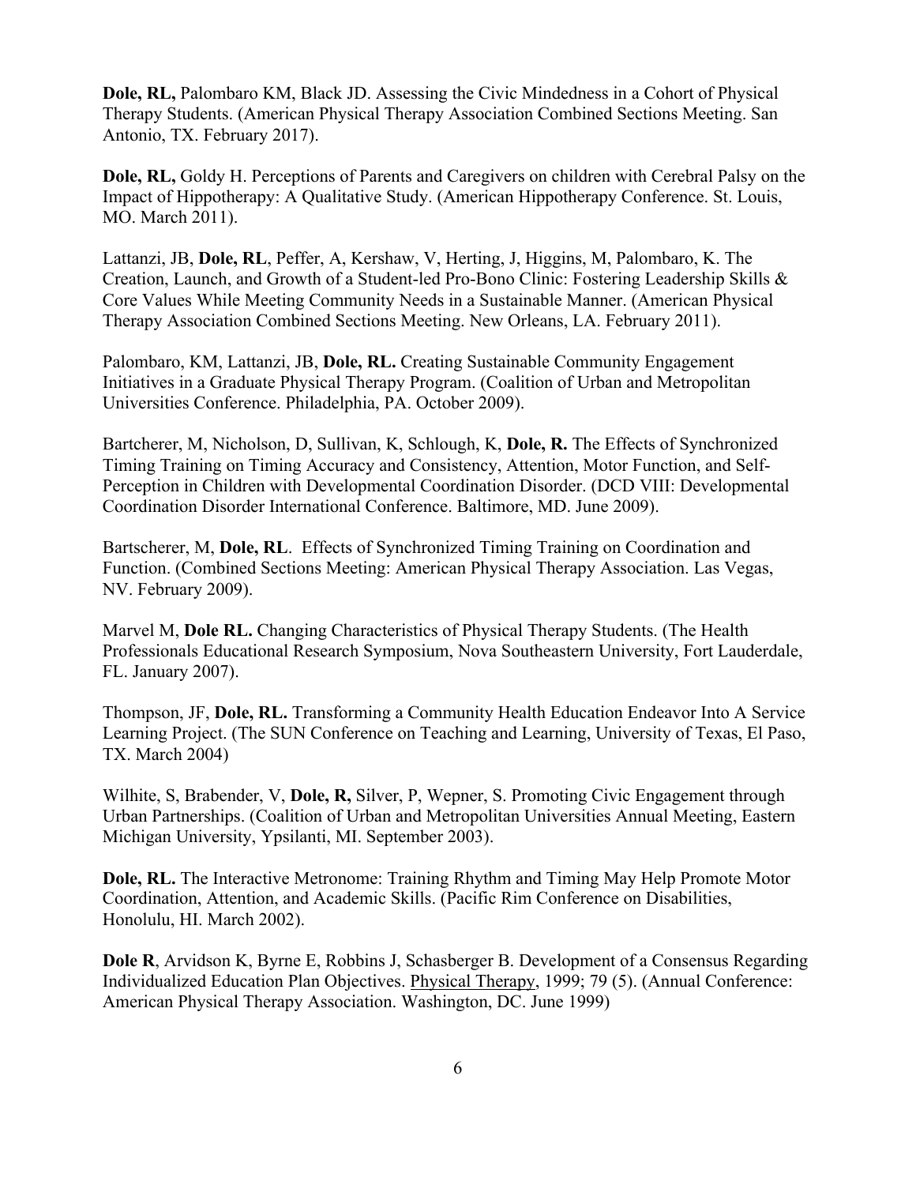**Dole, RL,** Palombaro KM, Black JD. Assessing the Civic Mindedness in a Cohort of Physical Therapy Students. (American Physical Therapy Association Combined Sections Meeting. San Antonio, TX. February 2017).

**Dole, RL,** Goldy H. Perceptions of Parents and Caregivers on children with Cerebral Palsy on the Impact of Hippotherapy: A Qualitative Study. (American Hippotherapy Conference. St. Louis, MO. March 2011).

Lattanzi, JB, **Dole, RL**, Peffer, A, Kershaw, V, Herting, J, Higgins, M, Palombaro, K. The Creation, Launch, and Growth of a Student-led Pro-Bono Clinic: Fostering Leadership Skills & Core Values While Meeting Community Needs in a Sustainable Manner. (American Physical Therapy Association Combined Sections Meeting. New Orleans, LA. February 2011).

Palombaro, KM, Lattanzi, JB, **Dole, RL.** Creating Sustainable Community Engagement Initiatives in a Graduate Physical Therapy Program. (Coalition of Urban and Metropolitan Universities Conference. Philadelphia, PA. October 2009).

Bartcherer, M, Nicholson, D, Sullivan, K, Schlough, K, **Dole, R.** The Effects of Synchronized Timing Training on Timing Accuracy and Consistency, Attention, Motor Function, and Self-Perception in Children with Developmental Coordination Disorder. (DCD VIII: Developmental Coordination Disorder International Conference. Baltimore, MD. June 2009).

Bartscherer, M, **Dole, RL**. Effects of Synchronized Timing Training on Coordination and Function. (Combined Sections Meeting: American Physical Therapy Association. Las Vegas, NV. February 2009).

Marvel M, **Dole RL.** Changing Characteristics of Physical Therapy Students. (The Health Professionals Educational Research Symposium, Nova Southeastern University, Fort Lauderdale, FL. January 2007).

Thompson, JF, **Dole, RL.** Transforming a Community Health Education Endeavor Into A Service Learning Project. (The SUN Conference on Teaching and Learning, University of Texas, El Paso, TX. March 2004)

Wilhite, S, Brabender, V, **Dole, R,** Silver, P, Wepner, S. Promoting Civic Engagement through Urban Partnerships. (Coalition of Urban and Metropolitan Universities Annual Meeting, Eastern Michigan University, Ypsilanti, MI. September 2003).

**Dole, RL.** The Interactive Metronome: Training Rhythm and Timing May Help Promote Motor Coordination, Attention, and Academic Skills. (Pacific Rim Conference on Disabilities, Honolulu, HI. March 2002).

**Dole R**, Arvidson K, Byrne E, Robbins J, Schasberger B. Development of a Consensus Regarding Individualized Education Plan Objectives. Physical Therapy, 1999; 79 (5). (Annual Conference: American Physical Therapy Association. Washington, DC. June 1999)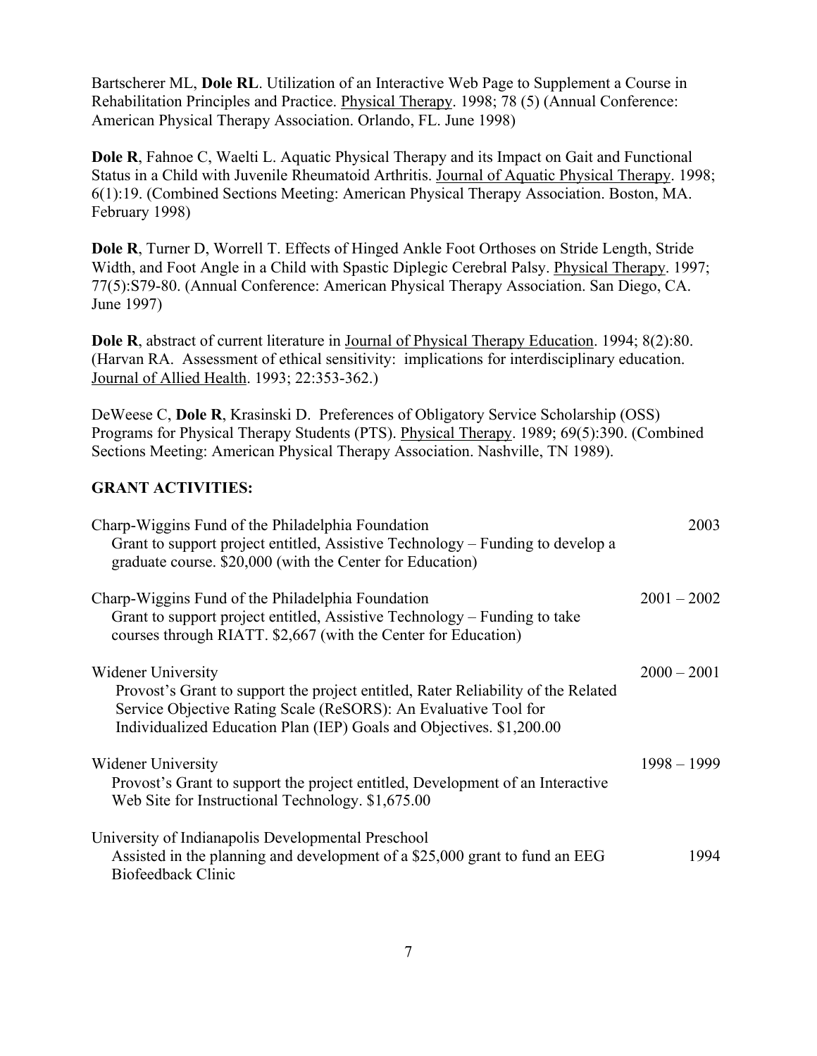Bartscherer ML, **Dole RL**. Utilization of an Interactive Web Page to Supplement a Course in Rehabilitation Principles and Practice. Physical Therapy. 1998; 78 (5) (Annual Conference: American Physical Therapy Association. Orlando, FL. June 1998)

**Dole R**, Fahnoe C, Waelti L. Aquatic Physical Therapy and its Impact on Gait and Functional Status in a Child with Juvenile Rheumatoid Arthritis. Journal of Aquatic Physical Therapy. 1998; 6(1):19. (Combined Sections Meeting: American Physical Therapy Association. Boston, MA. February 1998)

**Dole R**, Turner D, Worrell T. Effects of Hinged Ankle Foot Orthoses on Stride Length, Stride Width, and Foot Angle in a Child with Spastic Diplegic Cerebral Palsy. Physical Therapy. 1997; 77(5):S79-80. (Annual Conference: American Physical Therapy Association. San Diego, CA. June 1997)

**Dole R**, abstract of current literature in Journal of Physical Therapy Education. 1994; 8(2):80. (Harvan RA. Assessment of ethical sensitivity: implications for interdisciplinary education. Journal of Allied Health. 1993; 22:353-362.)

DeWeese C, **Dole R**, Krasinski D. Preferences of Obligatory Service Scholarship (OSS) Programs for Physical Therapy Students (PTS). Physical Therapy. 1989; 69(5):390. (Combined Sections Meeting: American Physical Therapy Association. Nashville, TN 1989).

**GRANT ACTIVITIES:**

Charp-Wiggins Fund of the Philadelphia Foundation — 2003
Grant to support project entitled, Assistive Technology – Funding to develop a graduate course. $20,000 (with the Center for Education)

Charp-Wiggins Fund of the Philadelphia Foundation — 2001 – 2002
Grant to support project entitled, Assistive Technology – Funding to take courses through RIATT. $2,667 (with the Center for Education)

Widener University — 2000 – 2001
Provost's Grant to support the project entitled, Rater Reliability of the Related Service Objective Rating Scale (ReSORS): An Evaluative Tool for Individualized Education Plan (IEP) Goals and Objectives. $1,200.00

Widener University — 1998 – 1999
Provost's Grant to support the project entitled, Development of an Interactive Web Site for Instructional Technology. $1,675.00

University of Indianapolis Developmental Preschool — 1994
Assisted in the planning and development of a $25,000 grant to fund an EEG Biofeedback Clinic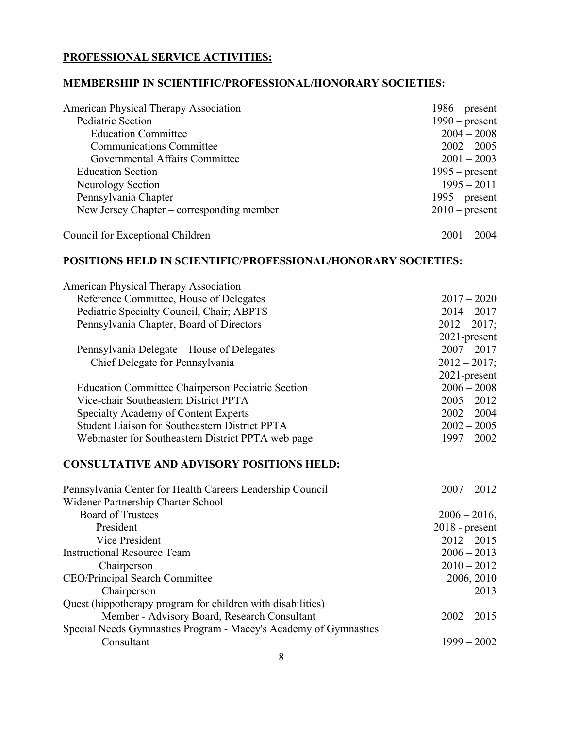**PROFESSIONAL SERVICE ACTIVITIES:**

**MEMBERSHIP IN SCIENTIFIC/PROFESSIONAL/HONORARY SOCIETIES:**

| | |
|---|---|
| American Physical Therapy Association | 1986 – present |
| Pediatric Section | 1990 – present |
| Education Committee | 2004 – 2008 |
| Communications Committee | 2002 – 2005 |
| Governmental Affairs Committee | 2001 – 2003 |
| Education Section | 1995 – present |
| Neurology Section | 1995 – 2011 |
| Pennsylvania Chapter | 1995 – present |
| New Jersey Chapter – corresponding member | 2010 – present |
| Council for Exceptional Children | 2001 – 2004 |

**POSITIONS HELD IN SCIENTIFIC/PROFESSIONAL/HONORARY SOCIETIES:**

| | |
|---|---|
| American Physical Therapy Association | |
| Reference Committee, House of Delegates | 2017 – 2020 |
| Pediatric Specialty Council, Chair; ABPTS | 2014 – 2017 |
| Pennsylvania Chapter, Board of Directors | 2012 – 2017; 2021-present |
| Pennsylvania Delegate – House of Delegates | 2007 – 2017 |
| Chief Delegate for Pennsylvania | 2012 – 2017; 2021-present |
| Education Committee Chairperson Pediatric Section | 2006 – 2008 |
| Vice-chair Southeastern District PPTA | 2005 – 2012 |
| Specialty Academy of Content Experts | 2002 – 2004 |
| Student Liaison for Southeastern District PPTA | 2002 – 2005 |
| Webmaster for Southeastern District PPTA web page | 1997 – 2002 |

**CONSULTATIVE AND ADVISORY POSITIONS HELD:**

| | |
|---|---|
| Pennsylvania Center for Health Careers Leadership Council | 2007 – 2012 |
| Widener Partnership Charter School | |
| Board of Trustees | 2006 – 2016, |
| President | 2018 - present |
| Vice President | 2012 – 2015 |
| Instructional Resource Team | 2006 – 2013 |
| Chairperson | 2010 – 2012 |
| CEO/Principal Search Committee | 2006, 2010 |
| Chairperson | 2013 |
| Quest (hippotherapy program for children with disabilities) | |
| Member - Advisory Board, Research Consultant | 2002 – 2015 |
| Special Needs Gymnastics Program - Macey's Academy of Gymnastics | |
| Consultant | 1999 – 2002 |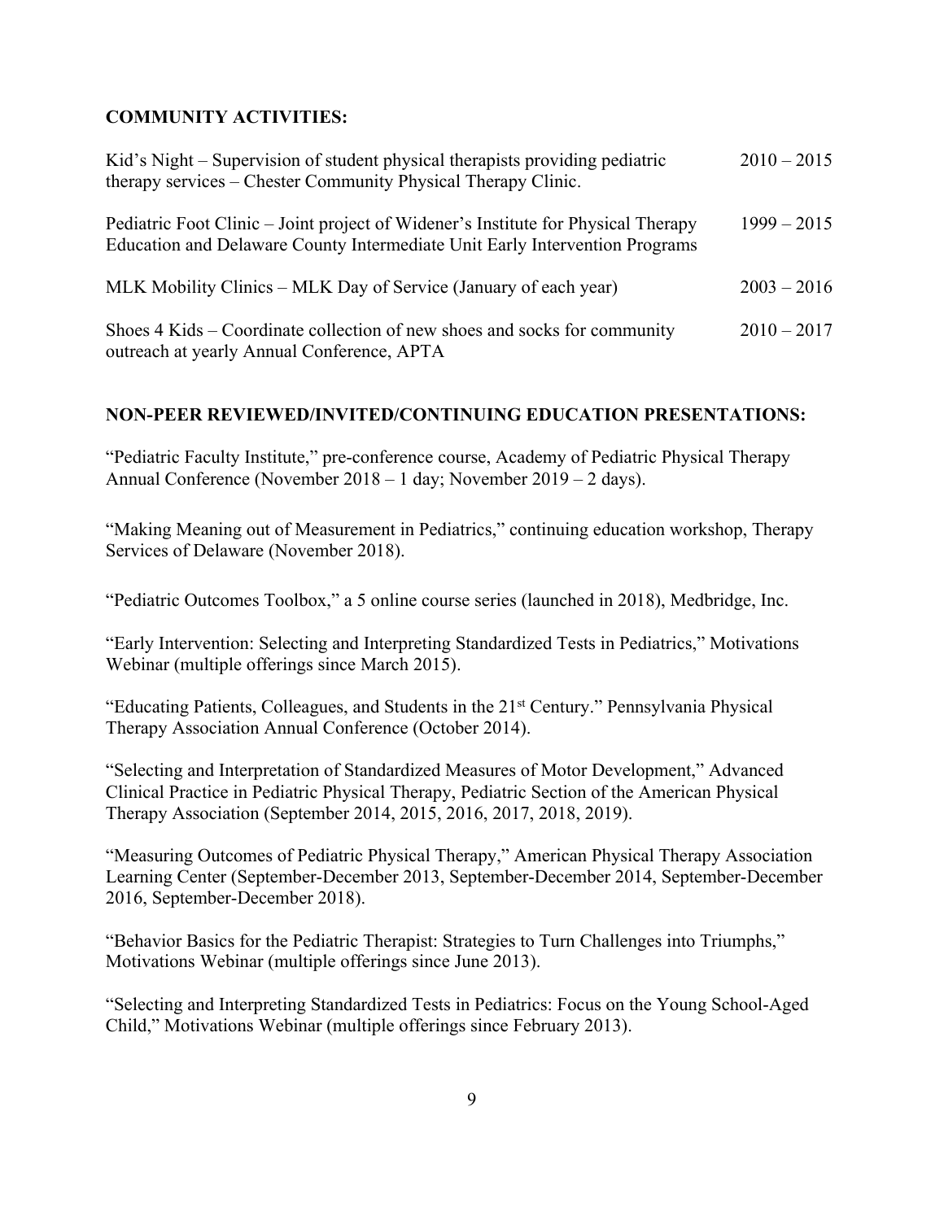## COMMUNITY ACTIVITIES:

Kid's Night – Supervision of student physical therapists providing pediatric therapy services – Chester Community Physical Therapy Clinic. 2010 – 2015

Pediatric Foot Clinic – Joint project of Widener's Institute for Physical Therapy Education and Delaware County Intermediate Unit Early Intervention Programs 1999 – 2015

MLK Mobility Clinics – MLK Day of Service (January of each year) 2003 – 2016

Shoes 4 Kids – Coordinate collection of new shoes and socks for community outreach at yearly Annual Conference, APTA 2010 – 2017

## NON-PEER REVIEWED/INVITED/CONTINUING EDUCATION PRESENTATIONS:

"Pediatric Faculty Institute," pre-conference course, Academy of Pediatric Physical Therapy Annual Conference (November 2018 – 1 day; November 2019 – 2 days).

"Making Meaning out of Measurement in Pediatrics," continuing education workshop, Therapy Services of Delaware (November 2018).

"Pediatric Outcomes Toolbox," a 5 online course series (launched in 2018), Medbridge, Inc.

"Early Intervention: Selecting and Interpreting Standardized Tests in Pediatrics," Motivations Webinar (multiple offerings since March 2015).

"Educating Patients, Colleagues, and Students in the 21st Century." Pennsylvania Physical Therapy Association Annual Conference (October 2014).

"Selecting and Interpretation of Standardized Measures of Motor Development," Advanced Clinical Practice in Pediatric Physical Therapy, Pediatric Section of the American Physical Therapy Association (September 2014, 2015, 2016, 2017, 2018, 2019).

"Measuring Outcomes of Pediatric Physical Therapy," American Physical Therapy Association Learning Center (September-December 2013, September-December 2014, September-December 2016, September-December 2018).

"Behavior Basics for the Pediatric Therapist: Strategies to Turn Challenges into Triumphs," Motivations Webinar (multiple offerings since June 2013).

"Selecting and Interpreting Standardized Tests in Pediatrics: Focus on the Young School-Aged Child," Motivations Webinar (multiple offerings since February 2013).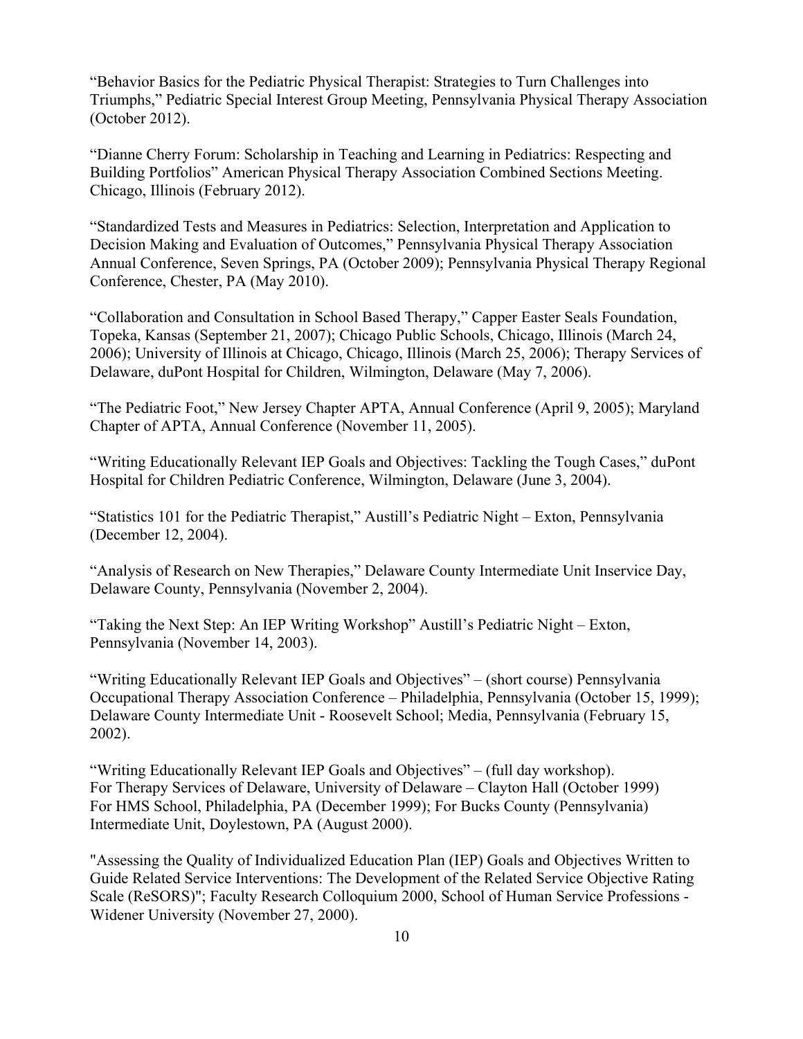"Behavior Basics for the Pediatric Physical Therapist: Strategies to Turn Challenges into Triumphs," Pediatric Special Interest Group Meeting, Pennsylvania Physical Therapy Association (October 2012).

"Dianne Cherry Forum: Scholarship in Teaching and Learning in Pediatrics: Respecting and Building Portfolios" American Physical Therapy Association Combined Sections Meeting. Chicago, Illinois (February 2012).

"Standardized Tests and Measures in Pediatrics: Selection, Interpretation and Application to Decision Making and Evaluation of Outcomes," Pennsylvania Physical Therapy Association Annual Conference, Seven Springs, PA (October 2009); Pennsylvania Physical Therapy Regional Conference, Chester, PA (May 2010).

"Collaboration and Consultation in School Based Therapy," Capper Easter Seals Foundation, Topeka, Kansas (September 21, 2007); Chicago Public Schools, Chicago, Illinois (March 24, 2006); University of Illinois at Chicago, Chicago, Illinois (March 25, 2006); Therapy Services of Delaware, duPont Hospital for Children, Wilmington, Delaware (May 7, 2006).

"The Pediatric Foot," New Jersey Chapter APTA, Annual Conference (April 9, 2005); Maryland Chapter of APTA, Annual Conference (November 11, 2005).

"Writing Educationally Relevant IEP Goals and Objectives: Tackling the Tough Cases," duPont Hospital for Children Pediatric Conference, Wilmington, Delaware (June 3, 2004).

"Statistics 101 for the Pediatric Therapist," Austill's Pediatric Night – Exton, Pennsylvania (December 12, 2004).

"Analysis of Research on New Therapies," Delaware County Intermediate Unit Inservice Day, Delaware County, Pennsylvania (November 2, 2004).

"Taking the Next Step: An IEP Writing Workshop" Austill's Pediatric Night – Exton, Pennsylvania (November 14, 2003).

"Writing Educationally Relevant IEP Goals and Objectives" – (short course) Pennsylvania Occupational Therapy Association Conference – Philadelphia, Pennsylvania (October 15, 1999); Delaware County Intermediate Unit - Roosevelt School; Media, Pennsylvania (February 15, 2002).

"Writing Educationally Relevant IEP Goals and Objectives" – (full day workshop).
For Therapy Services of Delaware, University of Delaware – Clayton Hall (October 1999)
For HMS School, Philadelphia, PA (December 1999); For Bucks County (Pennsylvania) Intermediate Unit, Doylestown, PA (August 2000).

"Assessing the Quality of Individualized Education Plan (IEP) Goals and Objectives Written to Guide Related Service Interventions: The Development of the Related Service Objective Rating Scale (ReSORS)"; Faculty Research Colloquium 2000, School of Human Service Professions - Widener University (November 27, 2000).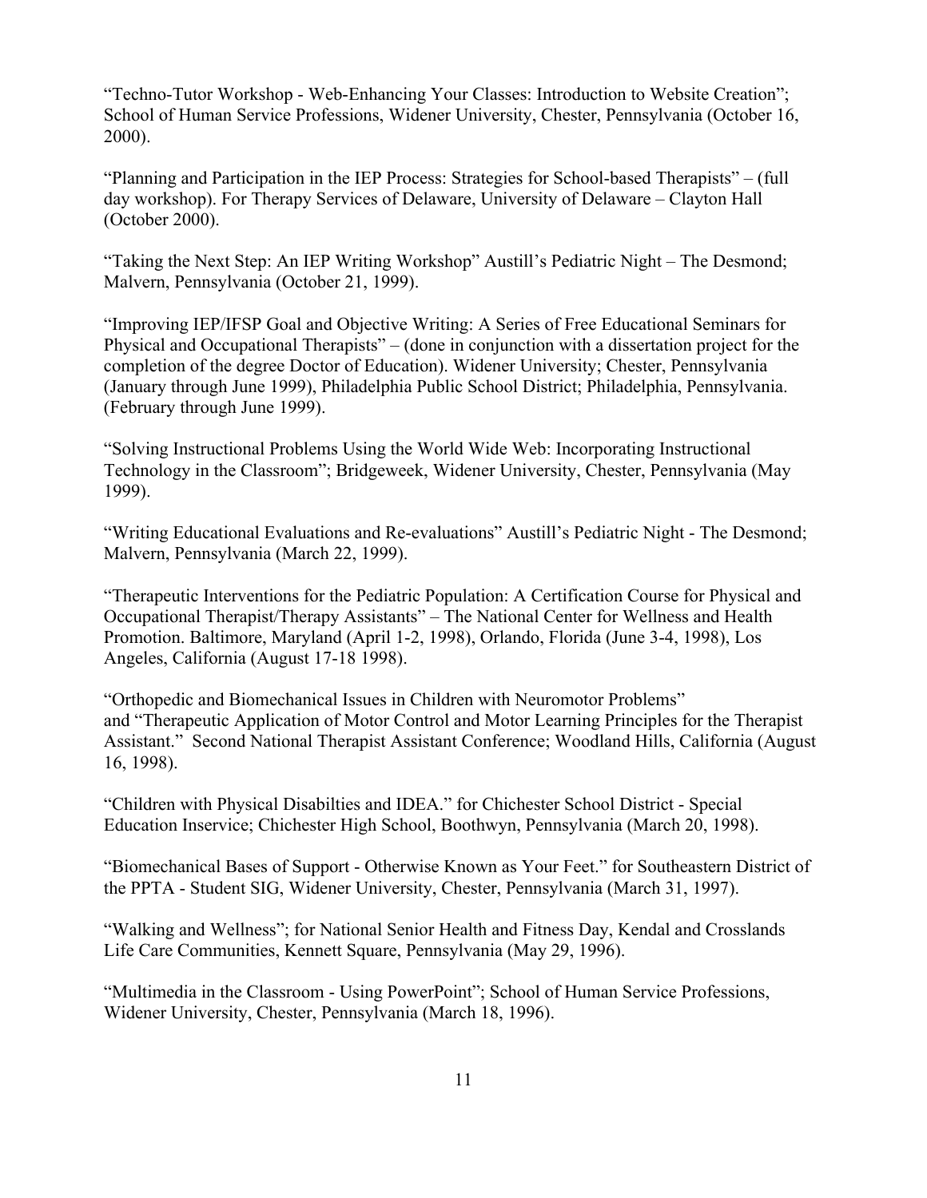"Techno-Tutor Workshop - Web-Enhancing Your Classes: Introduction to Website Creation"; School of Human Service Professions, Widener University, Chester, Pennsylvania (October 16, 2000).

"Planning and Participation in the IEP Process: Strategies for School-based Therapists" – (full day workshop). For Therapy Services of Delaware, University of Delaware – Clayton Hall (October 2000).

"Taking the Next Step: An IEP Writing Workshop" Austill's Pediatric Night – The Desmond; Malvern, Pennsylvania (October 21, 1999).

"Improving IEP/IFSP Goal and Objective Writing: A Series of Free Educational Seminars for Physical and Occupational Therapists" – (done in conjunction with a dissertation project for the completion of the degree Doctor of Education). Widener University; Chester, Pennsylvania (January through June 1999), Philadelphia Public School District; Philadelphia, Pennsylvania. (February through June 1999).

"Solving Instructional Problems Using the World Wide Web: Incorporating Instructional Technology in the Classroom"; Bridgeweek, Widener University, Chester, Pennsylvania (May 1999).

"Writing Educational Evaluations and Re-evaluations" Austill's Pediatric Night - The Desmond; Malvern, Pennsylvania (March 22, 1999).

"Therapeutic Interventions for the Pediatric Population: A Certification Course for Physical and Occupational Therapist/Therapy Assistants" – The National Center for Wellness and Health Promotion. Baltimore, Maryland (April 1-2, 1998), Orlando, Florida (June 3-4, 1998), Los Angeles, California (August 17-18 1998).

"Orthopedic and Biomechanical Issues in Children with Neuromotor Problems" and "Therapeutic Application of Motor Control and Motor Learning Principles for the Therapist Assistant." Second National Therapist Assistant Conference; Woodland Hills, California (August 16, 1998).

"Children with Physical Disabilties and IDEA." for Chichester School District - Special Education Inservice; Chichester High School, Boothwyn, Pennsylvania (March 20, 1998).

"Biomechanical Bases of Support - Otherwise Known as Your Feet." for Southeastern District of the PPTA - Student SIG, Widener University, Chester, Pennsylvania (March 31, 1997).

"Walking and Wellness"; for National Senior Health and Fitness Day, Kendal and Crosslands Life Care Communities, Kennett Square, Pennsylvania (May 29, 1996).

"Multimedia in the Classroom - Using PowerPoint"; School of Human Service Professions, Widener University, Chester, Pennsylvania (March 18, 1996).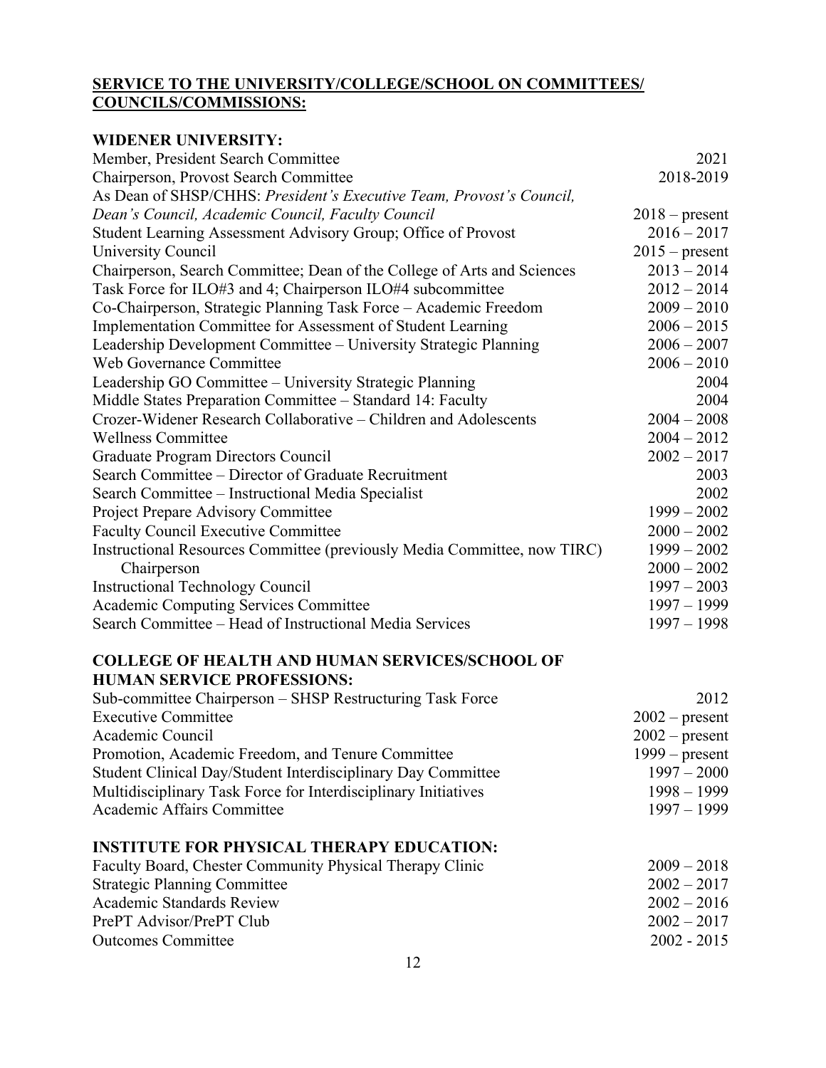## SERVICE TO THE UNIVERSITY/COLLEGE/SCHOOL ON COMMITTEES/ COUNCILS/COMMISSIONS:

### WIDENER UNIVERSITY:

| | |
|---|---|
| Member, President Search Committee | 2021 |
| Chairperson, Provost Search Committee | 2018-2019 |
| As Dean of SHSP/CHHS: *President's Executive Team, Provost's Council, Dean's Council, Academic Council, Faculty Council* | 2018 – present |
| Student Learning Assessment Advisory Group; Office of Provost | 2016 – 2017 |
| University Council | 2015 – present |
| Chairperson, Search Committee; Dean of the College of Arts and Sciences | 2013 – 2014 |
| Task Force for ILO#3 and 4; Chairperson ILO#4 subcommittee | 2012 – 2014 |
| Co-Chairperson, Strategic Planning Task Force – Academic Freedom | 2009 – 2010 |
| Implementation Committee for Assessment of Student Learning | 2006 – 2015 |
| Leadership Development Committee – University Strategic Planning | 2006 – 2007 |
| Web Governance Committee | 2006 – 2010 |
| Leadership GO Committee – University Strategic Planning | 2004 |
| Middle States Preparation Committee – Standard 14: Faculty | 2004 |
| Crozer-Widener Research Collaborative – Children and Adolescents | 2004 – 2008 |
| Wellness Committee | 2004 – 2012 |
| Graduate Program Directors Council | 2002 – 2017 |
| Search Committee – Director of Graduate Recruitment | 2003 |
| Search Committee – Instructional Media Specialist | 2002 |
| Project Prepare Advisory Committee | 1999 – 2002 |
| Faculty Council Executive Committee | 2000 – 2002 |
| Instructional Resources Committee (previously Media Committee, now TIRC) | 1999 – 2002 |
| Chairperson | 2000 – 2002 |
| Instructional Technology Council | 1997 – 2003 |
| Academic Computing Services Committee | 1997 – 1999 |
| Search Committee – Head of Instructional Media Services | 1997 – 1998 |

### COLLEGE OF HEALTH AND HUMAN SERVICES/SCHOOL OF HUMAN SERVICE PROFESSIONS:

| | |
|---|---|
| Sub-committee Chairperson – SHSP Restructuring Task Force | 2012 |
| Executive Committee | 2002 – present |
| Academic Council | 2002 – present |
| Promotion, Academic Freedom, and Tenure Committee | 1999 – present |
| Student Clinical Day/Student Interdisciplinary Day Committee | 1997 – 2000 |
| Multidisciplinary Task Force for Interdisciplinary Initiatives | 1998 – 1999 |
| Academic Affairs Committee | 1997 – 1999 |

### INSTITUTE FOR PHYSICAL THERAPY EDUCATION:

| | |
|---|---|
| Faculty Board, Chester Community Physical Therapy Clinic | 2009 – 2018 |
| Strategic Planning Committee | 2002 – 2017 |
| Academic Standards Review | 2002 – 2016 |
| PrePT Advisor/PrePT Club | 2002 – 2017 |
| Outcomes Committee | 2002 - 2015 |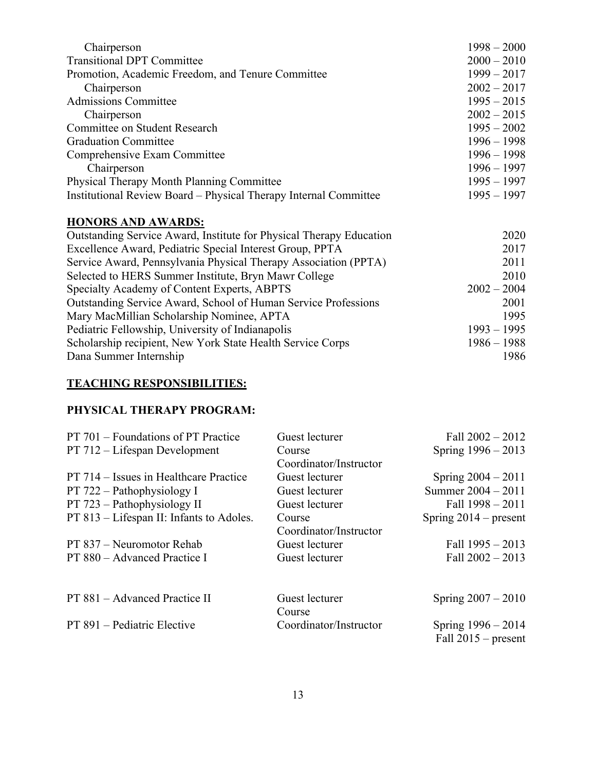| | |
|---|---|
| Chairperson | 1998 – 2000 |
| Transitional DPT Committee | 2000 – 2010 |
| Promotion, Academic Freedom, and Tenure Committee | 1999 – 2017 |
| Chairperson | 2002 – 2017 |
| Admissions Committee | 1995 – 2015 |
| Chairperson | 2002 – 2015 |
| Committee on Student Research | 1995 – 2002 |
| Graduation Committee | 1996 – 1998 |
| Comprehensive Exam Committee | 1996 – 1998 |
| Chairperson | 1996 – 1997 |
| Physical Therapy Month Planning Committee | 1995 – 1997 |
| Institutional Review Board – Physical Therapy Internal Committee | 1995 – 1997 |

## **HONORS AND AWARDS:**

| | |
|---|---|
| Outstanding Service Award, Institute for Physical Therapy Education | 2020 |
| Excellence Award, Pediatric Special Interest Group, PPTA | 2017 |
| Service Award, Pennsylvania Physical Therapy Association (PPTA) | 2011 |
| Selected to HERS Summer Institute, Bryn Mawr College | 2010 |
| Specialty Academy of Content Experts, ABPTS | 2002 – 2004 |
| Outstanding Service Award, School of Human Service Professions | 2001 |
| Mary MacMillian Scholarship Nominee, APTA | 1995 |
| Pediatric Fellowship, University of Indianapolis | 1993 – 1995 |
| Scholarship recipient, New York State Health Service Corps | 1986 – 1988 |
| Dana Summer Internship | 1986 |

## **TEACHING RESPONSIBILITIES:**

### **PHYSICAL THERAPY PROGRAM:**

| | | |
|---|---|---|
| PT 701 – Foundations of PT Practice | Guest lecturer | Fall 2002 – 2012 |
| PT 712 – Lifespan Development | Course Coordinator/Instructor | Spring 1996 – 2013 |
| PT 714 – Issues in Healthcare Practice | Guest lecturer | Spring 2004 – 2011 |
| PT 722 – Pathophysiology I | Guest lecturer | Summer 2004 – 2011 |
| PT 723 – Pathophysiology II | Guest lecturer | Fall 1998 – 2011 |
| PT 813 – Lifespan II: Infants to Adoles. | Course Coordinator/Instructor | Spring 2014 – present |
| PT 837 – Neuromotor Rehab | Guest lecturer | Fall 1995 – 2013 |
| PT 880 – Advanced Practice I | Guest lecturer | Fall 2002 – 2013 |
| PT 881 – Advanced Practice II | Guest lecturer | Spring 2007 – 2010 |
| PT 891 – Pediatric Elective | Course Coordinator/Instructor | Spring 1996 – 2014<br>Fall 2015 – present |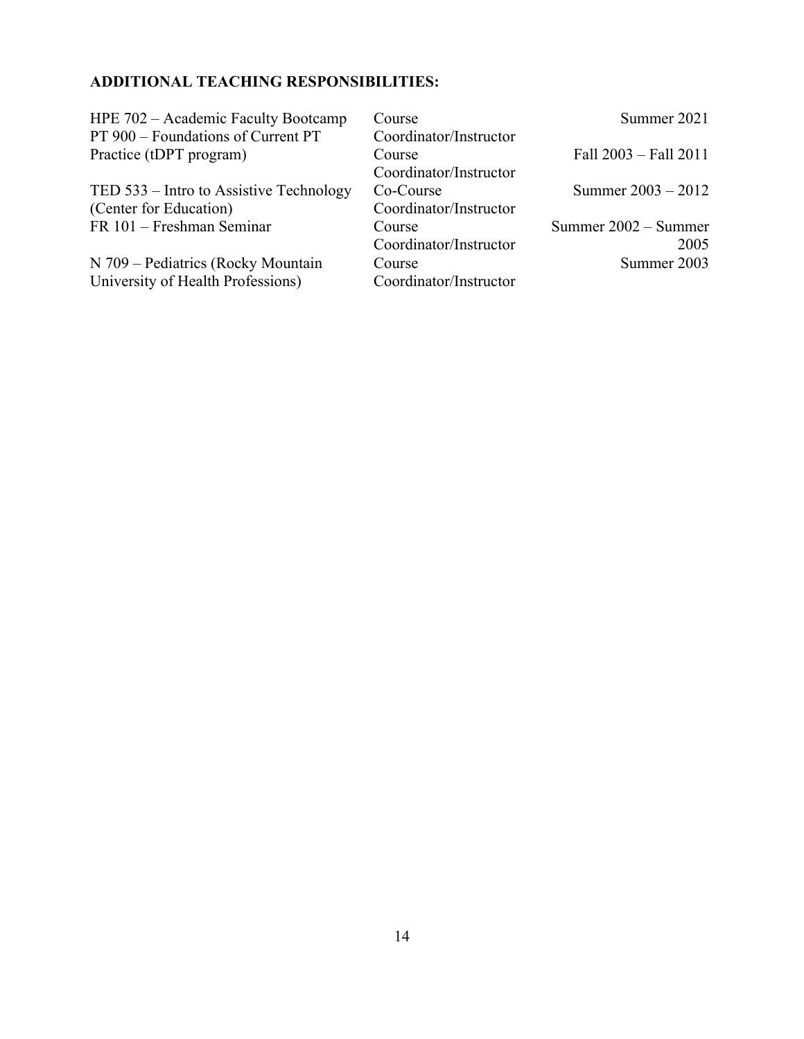**ADDITIONAL TEACHING RESPONSIBILITIES:**

| | | |
|---|---|---|
| HPE 702 – Academic Faculty Bootcamp | Course Coordinator/Instructor | Summer 2021 |
| PT 900 – Foundations of Current PT Practice (tDPT program) | Course Coordinator/Instructor | Fall 2003 – Fall 2011 |
| TED 533 – Intro to Assistive Technology (Center for Education) | Co-Course Coordinator/Instructor | Summer 2003 – 2012 |
| FR 101 – Freshman Seminar | Course Coordinator/Instructor | Summer 2002 – Summer 2005 |
| N 709 – Pediatrics (Rocky Mountain University of Health Professions) | Course Coordinator/Instructor | Summer 2003 |